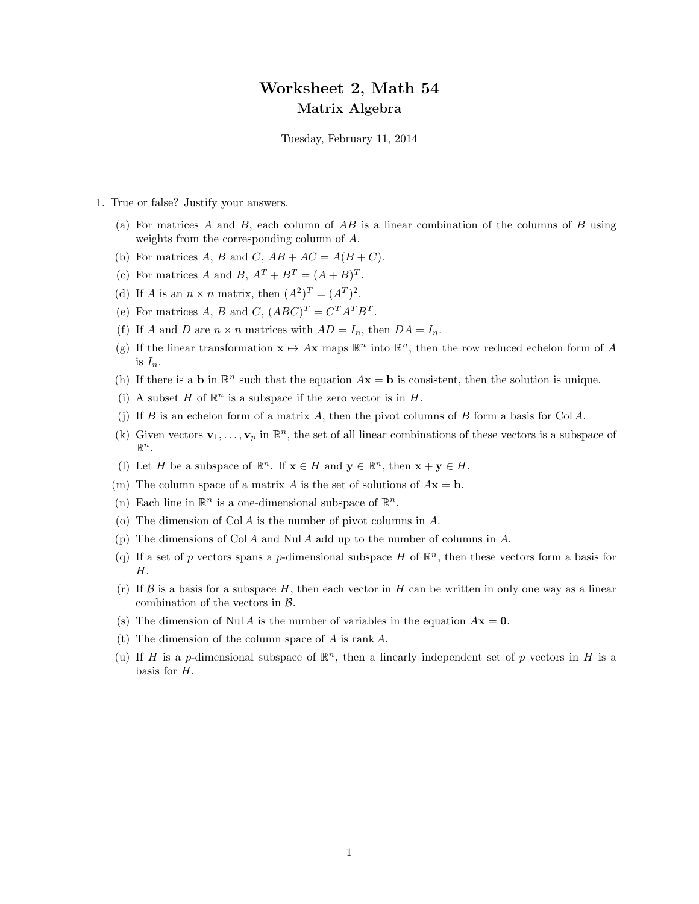# Worksheet 2, Math 54

## Matrix Algebra

Tuesday, February 11, 2014

1. True or false? Justify your answers.

   (a) For matrices $A$ and $B$, each column of $AB$ is a linear combination of the columns of $B$ using weights from the corresponding column of $A$.

   (b) For matrices $A$, $B$ and $C$, $AB + AC = A(B + C)$.

   (c) For matrices $A$ and $B$, $A^T + B^T = (A + B)^T$.

   (d) If $A$ is an $n \times n$ matrix, then $(A^2)^T = (A^T)^2$.

   (e) For matrices $A$, $B$ and $C$, $(ABC)^T = C^T A^T B^T$.

   (f) If $A$ and $D$ are $n \times n$ matrices with $AD = I_n$, then $DA = I_n$.

   (g) If the linear transformation $\mathbf{x} \mapsto A\mathbf{x}$ maps $\mathbb{R}^n$ into $\mathbb{R}^n$, then the row reduced echelon form of $A$ is $I_n$.

   (h) If there is a $\mathbf{b}$ in $\mathbb{R}^n$ such that the equation $A\mathbf{x} = \mathbf{b}$ is consistent, then the solution is unique.

   (i) A subset $H$ of $\mathbb{R}^n$ is a subspace if the zero vector is in $H$.

   (j) If $B$ is an echelon form of a matrix $A$, then the pivot columns of $B$ form a basis for $\operatorname{Col} A$.

   (k) Given vectors $\mathbf{v}_1, \ldots, \mathbf{v}_p$ in $\mathbb{R}^n$, the set of all linear combinations of these vectors is a subspace of $\mathbb{R}^n$.

   (l) Let $H$ be a subspace of $\mathbb{R}^n$. If $\mathbf{x} \in H$ and $\mathbf{y} \in \mathbb{R}^n$, then $\mathbf{x} + \mathbf{y} \in H$.

   (m) The column space of a matrix $A$ is the set of solutions of $A\mathbf{x} = \mathbf{b}$.

   (n) Each line in $\mathbb{R}^n$ is a one-dimensional subspace of $\mathbb{R}^n$.

   (o) The dimension of $\operatorname{Col} A$ is the number of pivot columns in $A$.

   (p) The dimensions of $\operatorname{Col} A$ and $\operatorname{Nul} A$ add up to the number of columns in $A$.

   (q) If a set of $p$ vectors spans a $p$-dimensional subspace $H$ of $\mathbb{R}^n$, then these vectors form a basis for $H$.

   (r) If $\mathcal{B}$ is a basis for a subspace $H$, then each vector in $H$ can be written in only one way as a linear combination of the vectors in $\mathcal{B}$.

   (s) The dimension of $\operatorname{Nul} A$ is the number of variables in the equation $A\mathbf{x} = \mathbf{0}$.

   (t) The dimension of the column space of $A$ is $\operatorname{rank} A$.

   (u) If $H$ is a $p$-dimensional subspace of $\mathbb{R}^n$, then a linearly independent set of $p$ vectors in $H$ is a basis for $H$.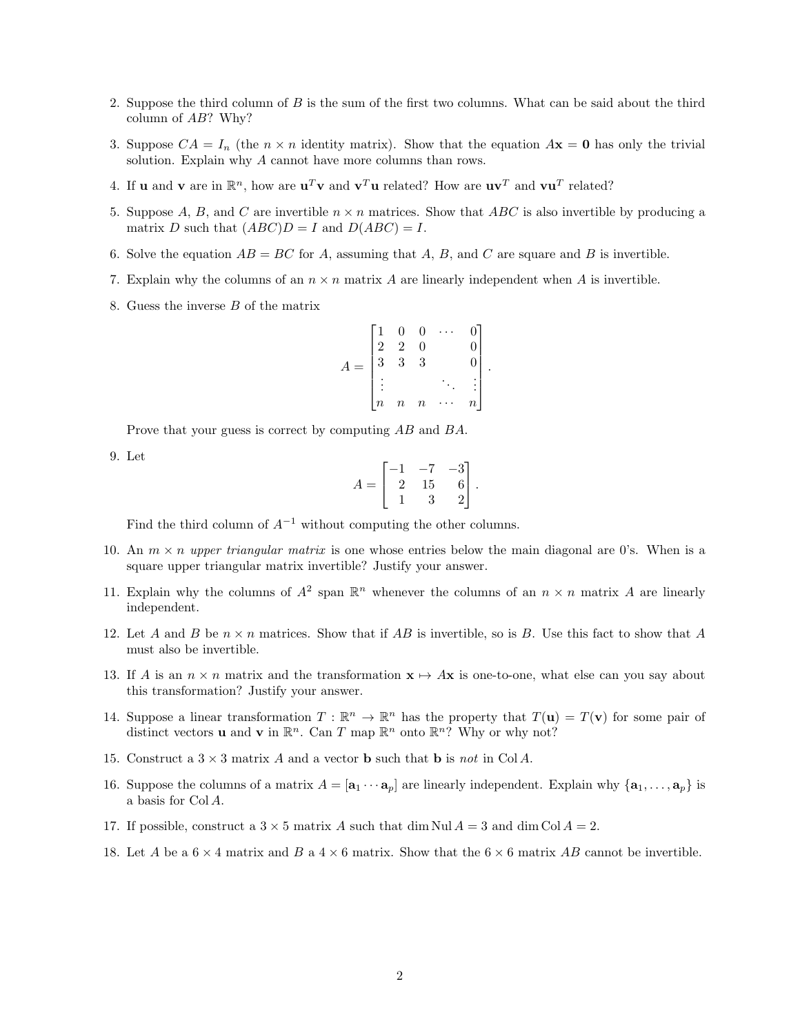2. Suppose the third column of $B$ is the sum of the first two columns. What can be said about the third column of $AB$? Why?

3. Suppose $CA = I_n$ (the $n \times n$ identity matrix). Show that the equation $A\mathbf{x} = \mathbf{0}$ has only the trivial solution. Explain why $A$ cannot have more columns than rows.

4. If $\mathbf{u}$ and $\mathbf{v}$ are in $\mathbb{R}^n$, how are $\mathbf{u}^T\mathbf{v}$ and $\mathbf{v}^T\mathbf{u}$ related? How are $\mathbf{u}\mathbf{v}^T$ and $\mathbf{v}\mathbf{u}^T$ related?

5. Suppose $A$, $B$, and $C$ are invertible $n \times n$ matrices. Show that $ABC$ is also invertible by producing a matrix $D$ such that $(ABC)D = I$ and $D(ABC) = I$.

6. Solve the equation $AB = BC$ for $A$, assuming that $A$, $B$, and $C$ are square and $B$ is invertible.

7. Explain why the columns of an $n \times n$ matrix $A$ are linearly independent when $A$ is invertible.

8. Guess the inverse $B$ of the matrix

$$A = \begin{bmatrix} 1 & 0 & 0 & \cdots & 0 \\ 2 & 2 & 0 & & 0 \\ 3 & 3 & 3 & & 0 \\ \vdots & & & \ddots & \vdots \\ n & n & n & \cdots & n \end{bmatrix}.$$

   Prove that your guess is correct by computing $AB$ and $BA$.

9. Let

$$A = \begin{bmatrix} -1 & -7 & -3 \\ 2 & 15 & 6 \\ 1 & 3 & 2 \end{bmatrix}.$$

   Find the third column of $A^{-1}$ without computing the other columns.

10. An $m \times n$ *upper triangular matrix* is one whose entries below the main diagonal are 0's. When is a square upper triangular matrix invertible? Justify your answer.

11. Explain why the columns of $A^2$ span $\mathbb{R}^n$ whenever the columns of an $n \times n$ matrix $A$ are linearly independent.

12. Let $A$ and $B$ be $n \times n$ matrices. Show that if $AB$ is invertible, so is $B$. Use this fact to show that $A$ must also be invertible.

13. If $A$ is an $n \times n$ matrix and the transformation $\mathbf{x} \mapsto A\mathbf{x}$ is one-to-one, what else can you say about this transformation? Justify your answer.

14. Suppose a linear transformation $T : \mathbb{R}^n \to \mathbb{R}^n$ has the property that $T(\mathbf{u}) = T(\mathbf{v})$ for some pair of distinct vectors $\mathbf{u}$ and $\mathbf{v}$ in $\mathbb{R}^n$. Can $T$ map $\mathbb{R}^n$ onto $\mathbb{R}^n$? Why or why not?

15. Construct a $3 \times 3$ matrix $A$ and a vector $\mathbf{b}$ such that $\mathbf{b}$ is *not* in $\operatorname{Col} A$.

16. Suppose the columns of a matrix $A = [\mathbf{a}_1 \cdots \mathbf{a}_p]$ are linearly independent. Explain why $\{\mathbf{a}_1, \ldots, \mathbf{a}_p\}$ is a basis for $\operatorname{Col} A$.

17. If possible, construct a $3 \times 5$ matrix $A$ such that $\dim \operatorname{Nul} A = 3$ and $\dim \operatorname{Col} A = 2$.

18. Let $A$ be a $6 \times 4$ matrix and $B$ a $4 \times 6$ matrix. Show that the $6 \times 6$ matrix $AB$ cannot be invertible.